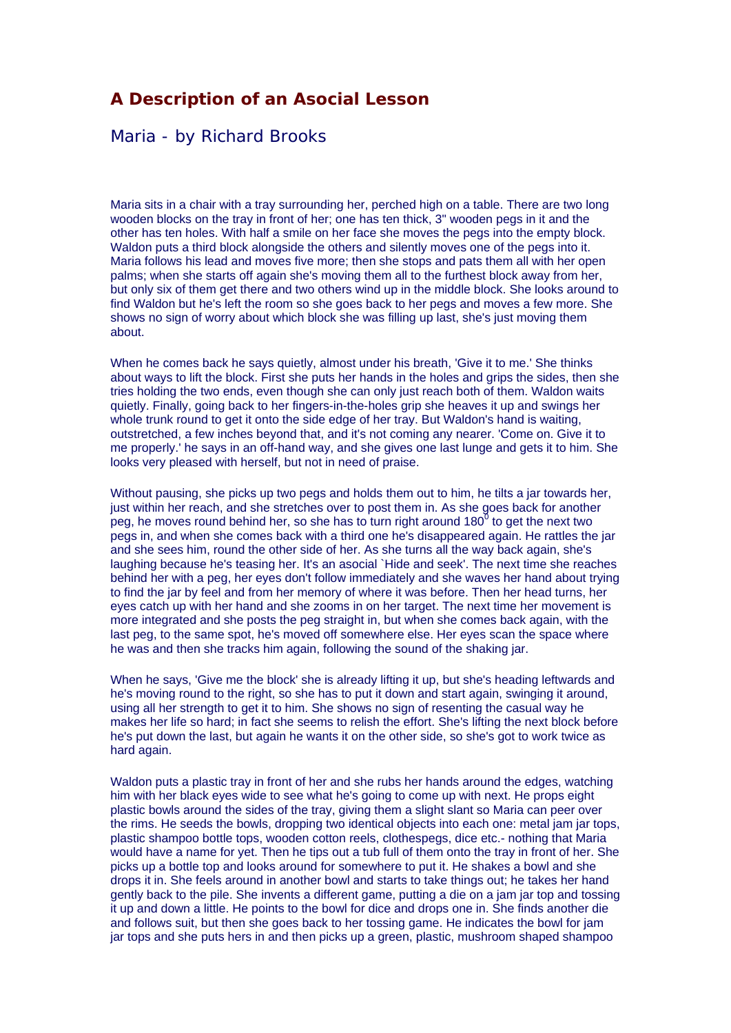# A Description of an Asocial Lesson

## Maria - by Richard Brooks

Maria sits in a chair with a tray surrounding her, perched high on a table. There are two long wooden blocks on the tray in front of her; one has ten thick, 3" wooden pegs in it and the other has ten holes. With half a smile on her face she moves the pegs into the empty block. Waldon puts a third block alongside the others and silently moves one of the pegs into it. Maria follows his lead and moves five more; then she stops and pats them all with her open palms; when she starts off again she's moving them all to the furthest block away from her, but only six of them get there and two others wind up in the middle block. She looks around to find Waldon but he's left the room so she goes back to her pegs and moves a few more. She shows no sign of worry about which block she was filling up last, she's just moving them about.

When he comes back he says quietly, almost under his breath, 'Give it to me.' She thinks about ways to lift the block. First she puts her hands in the holes and grips the sides, then she tries holding the two ends, even though she can only just reach both of them. Waldon waits quietly. Finally, going back to her fingers-in-the-holes grip she heaves it up and swings her whole trunk round to get it onto the side edge of her tray. But Waldon's hand is waiting, outstretched, a few inches beyond that, and it's not coming any nearer. 'Come on. Give it to me properly.' he says in an off-hand way, and she gives one last lunge and gets it to him. She looks very pleased with herself, but not in need of praise.

Without pausing, she picks up two pegs and holds them out to him, he tilts a jar towards her, just within her reach, and she stretches over to post them in. As she goes back for another peg, he moves round behind her, so she has to turn right around $180^0$ to get the next two pegs in, and when she comes back with a third one he's disappeared again. He rattles the jar and she sees him, round the other side of her. As she turns all the way back again, she's laughing because he's teasing her. It's an asocial `Hide and seek'. The next time she reaches behind her with a peg, her eyes don't follow immediately and she waves her hand about trying to find the jar by feel and from her memory of where it was before. Then her head turns, her eyes catch up with her hand and she zooms in on her target. The next time her movement is more integrated and she posts the peg straight in, but when she comes back again, with the last peg, to the same spot, he's moved off somewhere else. Her eyes scan the space where he was and then she tracks him again, following the sound of the shaking jar.

When he says, 'Give me the block' she is already lifting it up, but she's heading leftwards and he's moving round to the right, so she has to put it down and start again, swinging it around, using all her strength to get it to him. She shows no sign of resenting the casual way he makes her life so hard; in fact she seems to relish the effort. She's lifting the next block before he's put down the last, but again he wants it on the other side, so she's got to work twice as hard again.

Waldon puts a plastic tray in front of her and she rubs her hands around the edges, watching him with her black eyes wide to see what he's going to come up with next. He props eight plastic bowls around the sides of the tray, giving them a slight slant so Maria can peer over the rims. He seeds the bowls, dropping two identical objects into each one: metal jam jar tops, plastic shampoo bottle tops, wooden cotton reels, clothespegs, dice etc.- nothing that Maria would have a name for yet. Then he tips out a tub full of them onto the tray in front of her. She picks up a bottle top and looks around for somewhere to put it. He shakes a bowl and she drops it in. She feels around in another bowl and starts to take things out; he takes her hand gently back to the pile. She invents a different game, putting a die on a jam jar top and tossing it up and down a little. He points to the bowl for dice and drops one in. She finds another die and follows suit, but then she goes back to her tossing game. He indicates the bowl for jam jar tops and she puts hers in and then picks up a green, plastic, mushroom shaped shampoo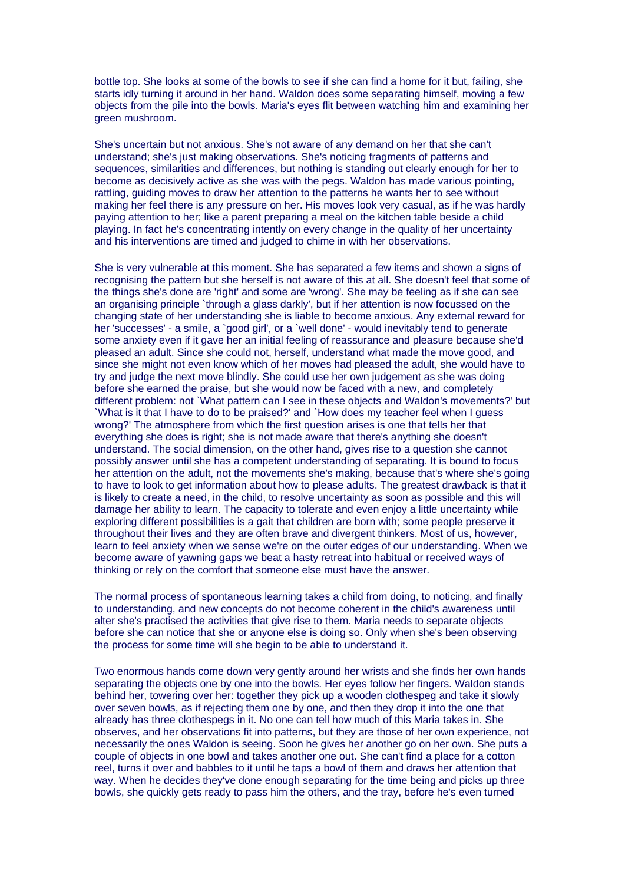bottle top. She looks at some of the bowls to see if she can find a home for it but, failing, she starts idly turning it around in her hand. Waldon does some separating himself, moving a few objects from the pile into the bowls. Maria's eyes flit between watching him and examining her green mushroom.

She's uncertain but not anxious. She's not aware of any demand on her that she can't understand; she's just making observations. She's noticing fragments of patterns and sequences, similarities and differences, but nothing is standing out clearly enough for her to become as decisively active as she was with the pegs. Waldon has made various pointing, rattling, guiding moves to draw her attention to the patterns he wants her to see without making her feel there is any pressure on her. His moves look very casual, as if he was hardly paying attention to her; like a parent preparing a meal on the kitchen table beside a child playing. In fact he's concentrating intently on every change in the quality of her uncertainty and his interventions are timed and judged to chime in with her observations.

She is very vulnerable at this moment. She has separated a few items and shown a signs of recognising the pattern but she herself is not aware of this at all. She doesn't feel that some of the things she's done are 'right' and some are 'wrong'. She may be feeling as if she can see an organising principle `through a glass darkly', but if her attention is now focussed on the changing state of her understanding she is liable to become anxious. Any external reward for her 'successes' - a smile, a `good girl', or a `well done' - would inevitably tend to generate some anxiety even if it gave her an initial feeling of reassurance and pleasure because she'd pleased an adult. Since she could not, herself, understand what made the move good, and since she might not even know which of her moves had pleased the adult, she would have to try and judge the next move blindly. She could use her own judgement as she was doing before she earned the praise, but she would now be faced with a new, and completely different problem: not `What pattern can I see in these objects and Waldon's movements?' but `What is it that I have to do to be praised?' and `How does my teacher feel when I guess wrong?' The atmosphere from which the first question arises is one that tells her that everything she does is right; she is not made aware that there's anything she doesn't understand. The social dimension, on the other hand, gives rise to a question she cannot possibly answer until she has a competent understanding of separating. It is bound to focus her attention on the adult, not the movements she's making, because that's where she's going to have to look to get information about how to please adults. The greatest drawback is that it is likely to create a need, in the child, to resolve uncertainty as soon as possible and this will damage her ability to learn. The capacity to tolerate and even enjoy a little uncertainty while exploring different possibilities is a gait that children are born with; some people preserve it throughout their lives and they are often brave and divergent thinkers. Most of us, however, learn to feel anxiety when we sense we're on the outer edges of our understanding. When we become aware of yawning gaps we beat a hasty retreat into habitual or received ways of thinking or rely on the comfort that someone else must have the answer.

The normal process of spontaneous learning takes a child from doing, to noticing, and finally to understanding, and new concepts do not become coherent in the child's awareness until alter she's practised the activities that give rise to them. Maria needs to separate objects before she can notice that she or anyone else is doing so. Only when she's been observing the process for some time will she begin to be able to understand it.

Two enormous hands come down very gently around her wrists and she finds her own hands separating the objects one by one into the bowls. Her eyes follow her fingers. Waldon stands behind her, towering over her: together they pick up a wooden clothespeg and take it slowly over seven bowls, as if rejecting them one by one, and then they drop it into the one that already has three clothespegs in it. No one can tell how much of this Maria takes in. She observes, and her observations fit into patterns, but they are those of her own experience, not necessarily the ones Waldon is seeing. Soon he gives her another go on her own. She puts a couple of objects in one bowl and takes another one out. She can't find a place for a cotton reel, turns it over and babbles to it until he taps a bowl of them and draws her attention that way. When he decides they've done enough separating for the time being and picks up three bowls, she quickly gets ready to pass him the others, and the tray, before he's even turned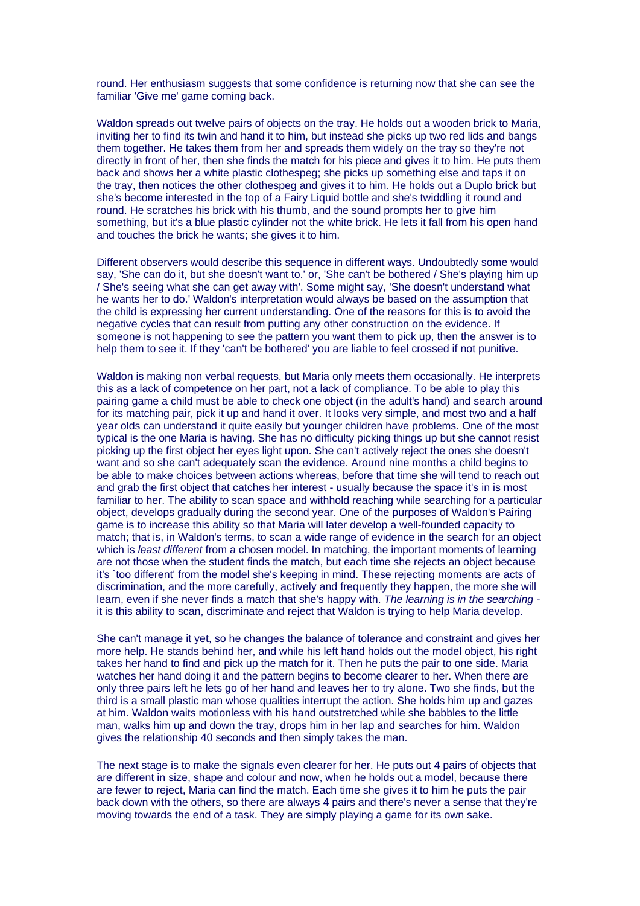round. Her enthusiasm suggests that some confidence is returning now that she can see the familiar 'Give me' game coming back.

Waldon spreads out twelve pairs of objects on the tray. He holds out a wooden brick to Maria, inviting her to find its twin and hand it to him, but instead she picks up two red lids and bangs them together. He takes them from her and spreads them widely on the tray so they're not directly in front of her, then she finds the match for his piece and gives it to him. He puts them back and shows her a white plastic clothespeg; she picks up something else and taps it on the tray, then notices the other clothespeg and gives it to him. He holds out a Duplo brick but she's become interested in the top of a Fairy Liquid bottle and she's twiddling it round and round. He scratches his brick with his thumb, and the sound prompts her to give him something, but it's a blue plastic cylinder not the white brick. He lets it fall from his open hand and touches the brick he wants; she gives it to him.

Different observers would describe this sequence in different ways. Undoubtedly some would say, 'She can do it, but she doesn't want to.' or, 'She can't be bothered / She's playing him up / She's seeing what she can get away with'. Some might say, 'She doesn't understand what he wants her to do.' Waldon's interpretation would always be based on the assumption that the child is expressing her current understanding. One of the reasons for this is to avoid the negative cycles that can result from putting any other construction on the evidence. If someone is not happening to see the pattern you want them to pick up, then the answer is to help them to see it. If they 'can't be bothered' you are liable to feel crossed if not punitive.

Waldon is making non verbal requests, but Maria only meets them occasionally. He interprets this as a lack of competence on her part, not a lack of compliance. To be able to play this pairing game a child must be able to check one object (in the adult's hand) and search around for its matching pair, pick it up and hand it over. It looks very simple, and most two and a half year olds can understand it quite easily but younger children have problems. One of the most typical is the one Maria is having. She has no difficulty picking things up but she cannot resist picking up the first object her eyes light upon. She can't actively reject the ones she doesn't want and so she can't adequately scan the evidence. Around nine months a child begins to be able to make choices between actions whereas, before that time she will tend to reach out and grab the first object that catches her interest - usually because the space it's in is most familiar to her. The ability to scan space and withhold reaching while searching for a particular object, develops gradually during the second year. One of the purposes of Waldon's Pairing game is to increase this ability so that Maria will later develop a well-founded capacity to match; that is, in Waldon's terms, to scan a wide range of evidence in the search for an object which is *least different* from a chosen model. In matching, the important moments of learning are not those when the student finds the match, but each time she rejects an object because it's `too different' from the model she's keeping in mind. These rejecting moments are acts of discrimination, and the more carefully, actively and frequently they happen, the more she will learn, even if she never finds a match that she's happy with. *The learning is in the searching* - it is this ability to scan, discriminate and reject that Waldon is trying to help Maria develop.

She can't manage it yet, so he changes the balance of tolerance and constraint and gives her more help. He stands behind her, and while his left hand holds out the model object, his right takes her hand to find and pick up the match for it. Then he puts the pair to one side. Maria watches her hand doing it and the pattern begins to become clearer to her. When there are only three pairs left he lets go of her hand and leaves her to try alone. Two she finds, but the third is a small plastic man whose qualities interrupt the action. She holds him up and gazes at him. Waldon waits motionless with his hand outstretched while she babbles to the little man, walks him up and down the tray, drops him in her lap and searches for him. Waldon gives the relationship 40 seconds and then simply takes the man.

The next stage is to make the signals even clearer for her. He puts out 4 pairs of objects that are different in size, shape and colour and now, when he holds out a model, because there are fewer to reject, Maria can find the match. Each time she gives it to him he puts the pair back down with the others, so there are always 4 pairs and there's never a sense that they're moving towards the end of a task. They are simply playing a game for its own sake.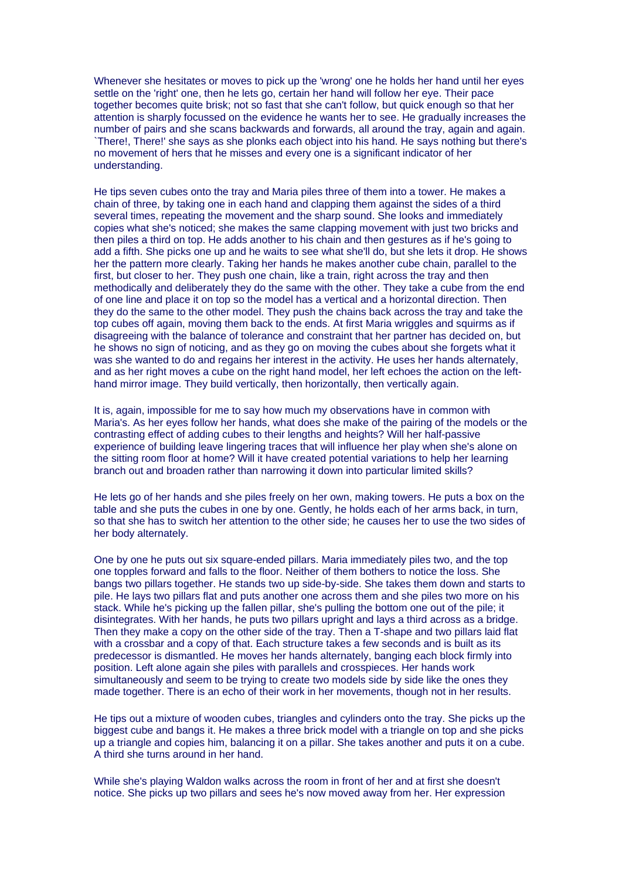Whenever she hesitates or moves to pick up the 'wrong' one he holds her hand until her eyes settle on the 'right' one, then he lets go, certain her hand will follow her eye. Their pace together becomes quite brisk; not so fast that she can't follow, but quick enough so that her attention is sharply focussed on the evidence he wants her to see. He gradually increases the number of pairs and she scans backwards and forwards, all around the tray, again and again. `There!, There!' she says as she plonks each object into his hand. He says nothing but there's no movement of hers that he misses and every one is a significant indicator of her understanding.

He tips seven cubes onto the tray and Maria piles three of them into a tower. He makes a chain of three, by taking one in each hand and clapping them against the sides of a third several times, repeating the movement and the sharp sound. She looks and immediately copies what she's noticed; she makes the same clapping movement with just two bricks and then piles a third on top. He adds another to his chain and then gestures as if he's going to add a fifth. She picks one up and he waits to see what she'll do, but she lets it drop. He shows her the pattern more clearly. Taking her hands he makes another cube chain, parallel to the first, but closer to her. They push one chain, like a train, right across the tray and then methodically and deliberately they do the same with the other. They take a cube from the end of one line and place it on top so the model has a vertical and a horizontal direction. Then they do the same to the other model. They push the chains back across the tray and take the top cubes off again, moving them back to the ends. At first Maria wriggles and squirms as if disagreeing with the balance of tolerance and constraint that her partner has decided on, but he shows no sign of noticing, and as they go on moving the cubes about she forgets what it was she wanted to do and regains her interest in the activity. He uses her hands alternately, and as her right moves a cube on the right hand model, her left echoes the action on the left-hand mirror image. They build vertically, then horizontally, then vertically again.

It is, again, impossible for me to say how much my observations have in common with Maria's. As her eyes follow her hands, what does she make of the pairing of the models or the contrasting effect of adding cubes to their lengths and heights? Will her half-passive experience of building leave lingering traces that will influence her play when she's alone on the sitting room floor at home? Will it have created potential variations to help her learning branch out and broaden rather than narrowing it down into particular limited skills?

He lets go of her hands and she piles freely on her own, making towers. He puts a box on the table and she puts the cubes in one by one. Gently, he holds each of her arms back, in turn, so that she has to switch her attention to the other side; he causes her to use the two sides of her body alternately.

One by one he puts out six square-ended pillars. Maria immediately piles two, and the top one topples forward and falls to the floor. Neither of them bothers to notice the loss. She bangs two pillars together. He stands two up side-by-side. She takes them down and starts to pile. He lays two pillars flat and puts another one across them and she piles two more on his stack. While he's picking up the fallen pillar, she's pulling the bottom one out of the pile; it disintegrates. With her hands, he puts two pillars upright and lays a third across as a bridge. Then they make a copy on the other side of the tray. Then a T-shape and two pillars laid flat with a crossbar and a copy of that. Each structure takes a few seconds and is built as its predecessor is dismantled. He moves her hands alternately, banging each block firmly into position. Left alone again she piles with parallels and crosspieces. Her hands work simultaneously and seem to be trying to create two models side by side like the ones they made together. There is an echo of their work in her movements, though not in her results.

He tips out a mixture of wooden cubes, triangles and cylinders onto the tray. She picks up the biggest cube and bangs it. He makes a three brick model with a triangle on top and she picks up a triangle and copies him, balancing it on a pillar. She takes another and puts it on a cube. A third she turns around in her hand.

While she's playing Waldon walks across the room in front of her and at first she doesn't notice. She picks up two pillars and sees he's now moved away from her. Her expression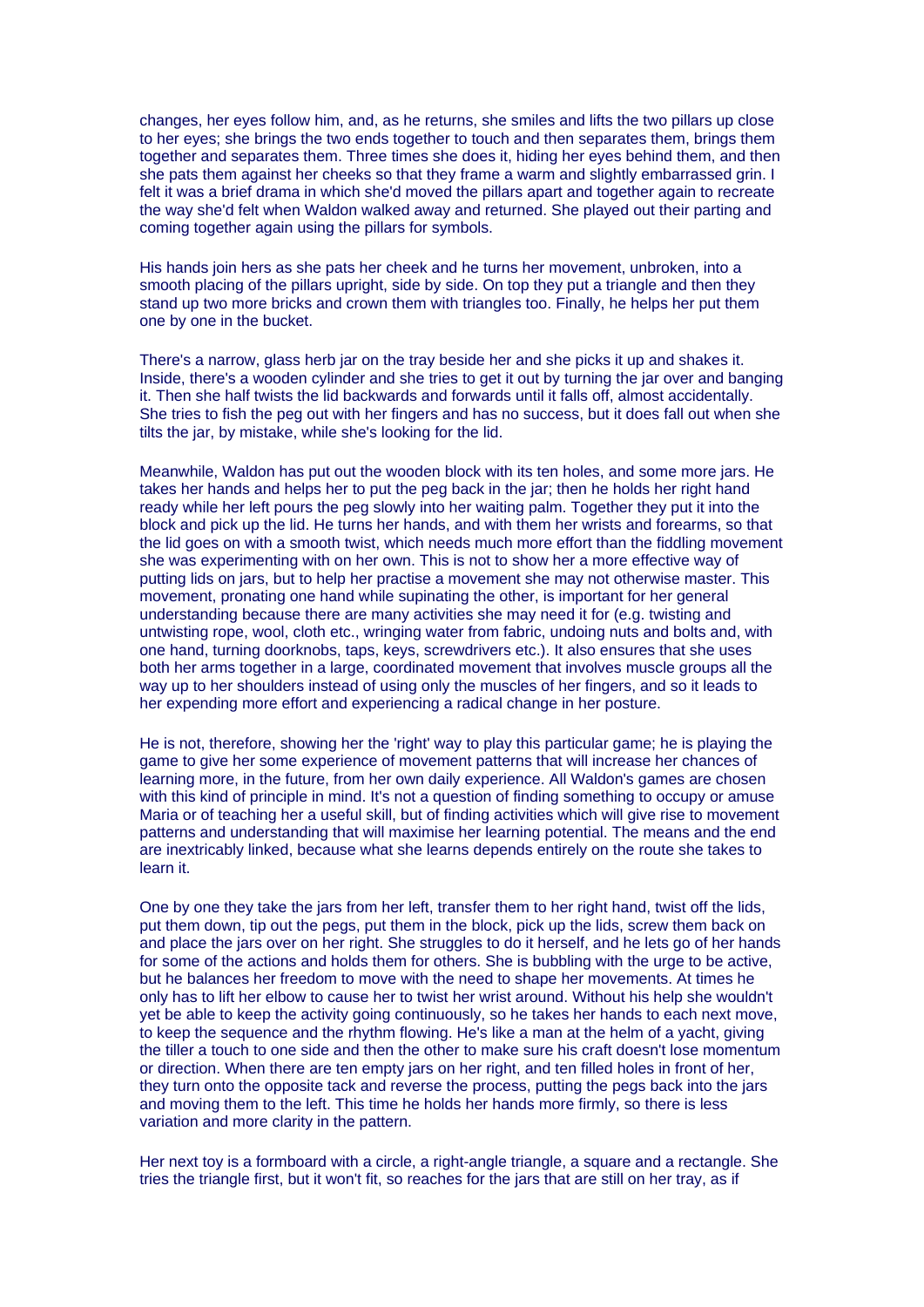changes, her eyes follow him, and, as he returns, she smiles and lifts the two pillars up close to her eyes; she brings the two ends together to touch and then separates them, brings them together and separates them. Three times she does it, hiding her eyes behind them, and then she pats them against her cheeks so that they frame a warm and slightly embarrassed grin. I felt it was a brief drama in which she'd moved the pillars apart and together again to recreate the way she'd felt when Waldon walked away and returned. She played out their parting and coming together again using the pillars for symbols.

His hands join hers as she pats her cheek and he turns her movement, unbroken, into a smooth placing of the pillars upright, side by side. On top they put a triangle and then they stand up two more bricks and crown them with triangles too. Finally, he helps her put them one by one in the bucket.

There's a narrow, glass herb jar on the tray beside her and she picks it up and shakes it. Inside, there's a wooden cylinder and she tries to get it out by turning the jar over and banging it. Then she half twists the lid backwards and forwards until it falls off, almost accidentally. She tries to fish the peg out with her fingers and has no success, but it does fall out when she tilts the jar, by mistake, while she's looking for the lid.

Meanwhile, Waldon has put out the wooden block with its ten holes, and some more jars. He takes her hands and helps her to put the peg back in the jar; then he holds her right hand ready while her left pours the peg slowly into her waiting palm. Together they put it into the block and pick up the lid. He turns her hands, and with them her wrists and forearms, so that the lid goes on with a smooth twist, which needs much more effort than the fiddling movement she was experimenting with on her own. This is not to show her a more effective way of putting lids on jars, but to help her practise a movement she may not otherwise master. This movement, pronating one hand while supinating the other, is important for her general understanding because there are many activities she may need it for (e.g. twisting and untwisting rope, wool, cloth etc., wringing water from fabric, undoing nuts and bolts and, with one hand, turning doorknobs, taps, keys, screwdrivers etc.). It also ensures that she uses both her arms together in a large, coordinated movement that involves muscle groups all the way up to her shoulders instead of using only the muscles of her fingers, and so it leads to her expending more effort and experiencing a radical change in her posture.

He is not, therefore, showing her the 'right' way to play this particular game; he is playing the game to give her some experience of movement patterns that will increase her chances of learning more, in the future, from her own daily experience. All Waldon's games are chosen with this kind of principle in mind. It's not a question of finding something to occupy or amuse Maria or of teaching her a useful skill, but of finding activities which will give rise to movement patterns and understanding that will maximise her learning potential. The means and the end are inextricably linked, because what she learns depends entirely on the route she takes to learn it.

One by one they take the jars from her left, transfer them to her right hand, twist off the lids, put them down, tip out the pegs, put them in the block, pick up the lids, screw them back on and place the jars over on her right. She struggles to do it herself, and he lets go of her hands for some of the actions and holds them for others. She is bubbling with the urge to be active, but he balances her freedom to move with the need to shape her movements. At times he only has to lift her elbow to cause her to twist her wrist around. Without his help she wouldn't yet be able to keep the activity going continuously, so he takes her hands to each next move, to keep the sequence and the rhythm flowing. He's like a man at the helm of a yacht, giving the tiller a touch to one side and then the other to make sure his craft doesn't lose momentum or direction. When there are ten empty jars on her right, and ten filled holes in front of her, they turn onto the opposite tack and reverse the process, putting the pegs back into the jars and moving them to the left. This time he holds her hands more firmly, so there is less variation and more clarity in the pattern.

Her next toy is a formboard with a circle, a right-angle triangle, a square and a rectangle. She tries the triangle first, but it won't fit, so reaches for the jars that are still on her tray, as if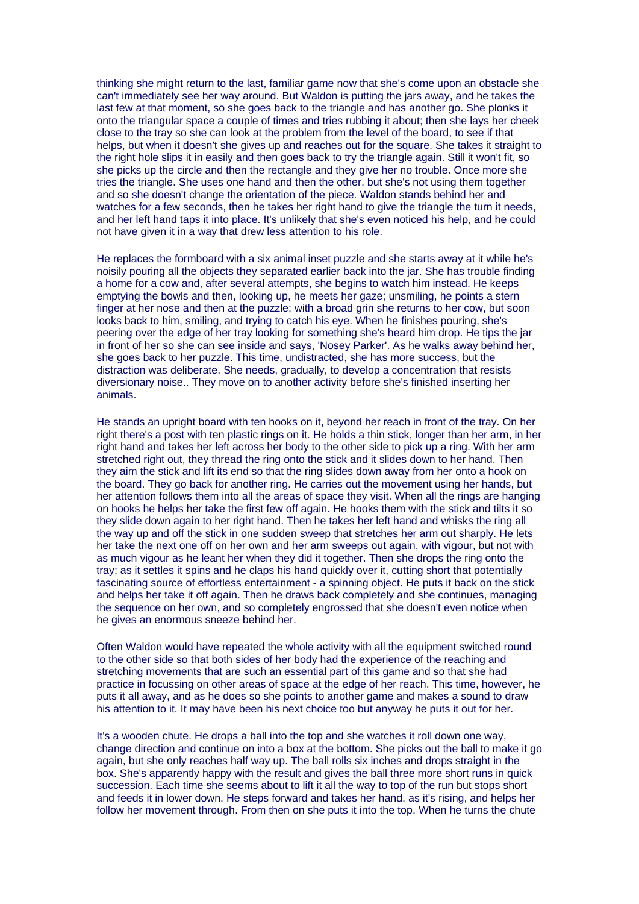thinking she might return to the last, familiar game now that she's come upon an obstacle she can't immediately see her way around. But Waldon is putting the jars away, and he takes the last few at that moment, so she goes back to the triangle and has another go. She plonks it onto the triangular space a couple of times and tries rubbing it about; then she lays her cheek close to the tray so she can look at the problem from the level of the board, to see if that helps, but when it doesn't she gives up and reaches out for the square. She takes it straight to the right hole slips it in easily and then goes back to try the triangle again. Still it won't fit, so she picks up the circle and then the rectangle and they give her no trouble. Once more she tries the triangle. She uses one hand and then the other, but she's not using them together and so she doesn't change the orientation of the piece. Waldon stands behind her and watches for a few seconds, then he takes her right hand to give the triangle the turn it needs, and her left hand taps it into place. It's unlikely that she's even noticed his help, and he could not have given it in a way that drew less attention to his role.

He replaces the formboard with a six animal inset puzzle and she starts away at it while he's noisily pouring all the objects they separated earlier back into the jar. She has trouble finding a home for a cow and, after several attempts, she begins to watch him instead. He keeps emptying the bowls and then, looking up, he meets her gaze; unsmiling, he points a stern finger at her nose and then at the puzzle; with a broad grin she returns to her cow, but soon looks back to him, smiling, and trying to catch his eye. When he finishes pouring, she's peering over the edge of her tray looking for something she's heard him drop. He tips the jar in front of her so she can see inside and says, 'Nosey Parker'. As he walks away behind her, she goes back to her puzzle. This time, undistracted, she has more success, but the distraction was deliberate. She needs, gradually, to develop a concentration that resists diversionary noise.. They move on to another activity before she's finished inserting her animals.

He stands an upright board with ten hooks on it, beyond her reach in front of the tray. On her right there's a post with ten plastic rings on it. He holds a thin stick, longer than her arm, in her right hand and takes her left across her body to the other side to pick up a ring. With her arm stretched right out, they thread the ring onto the stick and it slides down to her hand. Then they aim the stick and lift its end so that the ring slides down away from her onto a hook on the board. They go back for another ring. He carries out the movement using her hands, but her attention follows them into all the areas of space they visit. When all the rings are hanging on hooks he helps her take the first few off again. He hooks them with the stick and tilts it so they slide down again to her right hand. Then he takes her left hand and whisks the ring all the way up and off the stick in one sudden sweep that stretches her arm out sharply. He lets her take the next one off on her own and her arm sweeps out again, with vigour, but not with as much vigour as he leant her when they did it together. Then she drops the ring onto the tray; as it settles it spins and he claps his hand quickly over it, cutting short that potentially fascinating source of effortless entertainment - a spinning object. He puts it back on the stick and helps her take it off again. Then he draws back completely and she continues, managing the sequence on her own, and so completely engrossed that she doesn't even notice when he gives an enormous sneeze behind her.

Often Waldon would have repeated the whole activity with all the equipment switched round to the other side so that both sides of her body had the experience of the reaching and stretching movements that are such an essential part of this game and so that she had practice in focussing on other areas of space at the edge of her reach. This time, however, he puts it all away, and as he does so she points to another game and makes a sound to draw his attention to it. It may have been his next choice too but anyway he puts it out for her.

It's a wooden chute. He drops a ball into the top and she watches it roll down one way, change direction and continue on into a box at the bottom. She picks out the ball to make it go again, but she only reaches half way up. The ball rolls six inches and drops straight in the box. She's apparently happy with the result and gives the ball three more short runs in quick succession. Each time she seems about to lift it all the way to top of the run but stops short and feeds it in lower down. He steps forward and takes her hand, as it's rising, and helps her follow her movement through. From then on she puts it into the top. When he turns the chute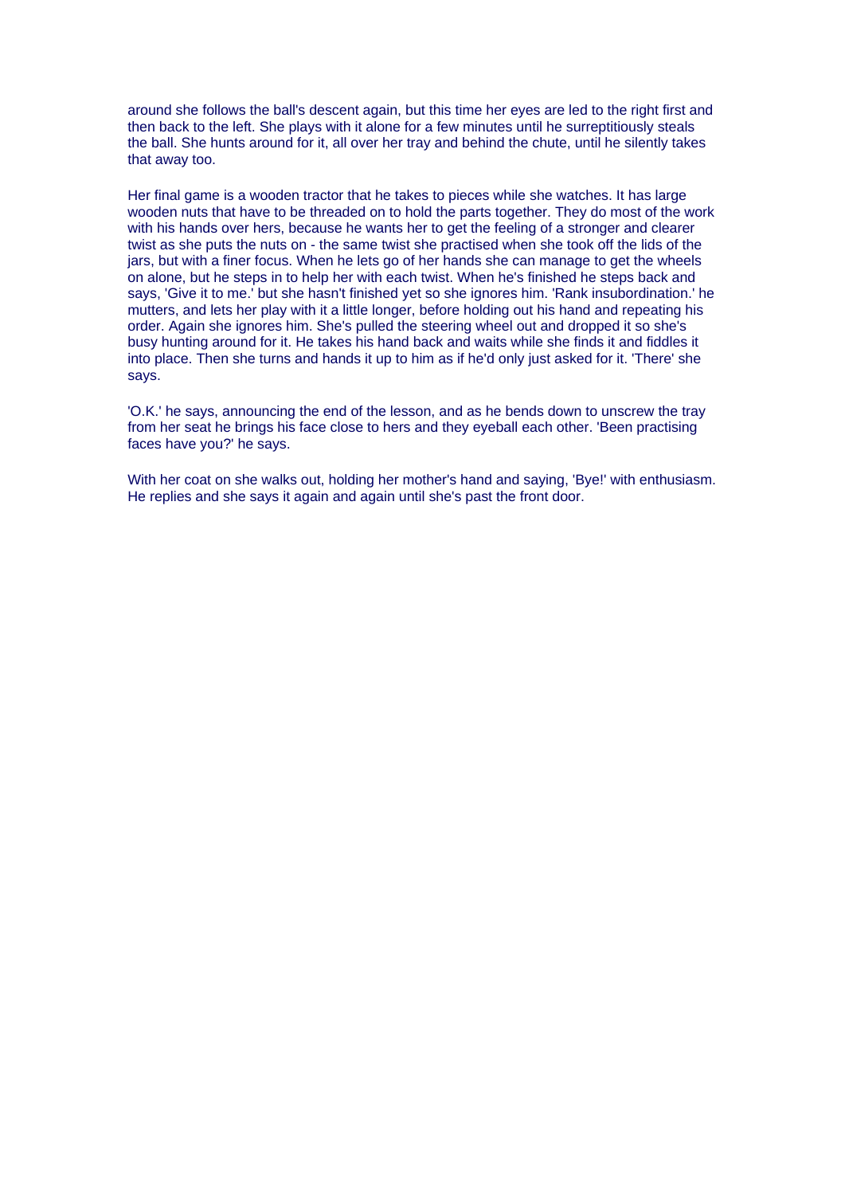around she follows the ball's descent again, but this time her eyes are led to the right first and then back to the left. She plays with it alone for a few minutes until he surreptitiously steals the ball. She hunts around for it, all over her tray and behind the chute, until he silently takes that away too.

Her final game is a wooden tractor that he takes to pieces while she watches. It has large wooden nuts that have to be threaded on to hold the parts together. They do most of the work with his hands over hers, because he wants her to get the feeling of a stronger and clearer twist as she puts the nuts on - the same twist she practised when she took off the lids of the jars, but with a finer focus. When he lets go of her hands she can manage to get the wheels on alone, but he steps in to help her with each twist. When he's finished he steps back and says, 'Give it to me.' but she hasn't finished yet so she ignores him. 'Rank insubordination.' he mutters, and lets her play with it a little longer, before holding out his hand and repeating his order. Again she ignores him. She's pulled the steering wheel out and dropped it so she's busy hunting around for it. He takes his hand back and waits while she finds it and fiddles it into place. Then she turns and hands it up to him as if he'd only just asked for it. 'There' she says.

'O.K.' he says, announcing the end of the lesson, and as he bends down to unscrew the tray from her seat he brings his face close to hers and they eyeball each other. 'Been practising faces have you?' he says.

With her coat on she walks out, holding her mother's hand and saying, 'Bye!' with enthusiasm. He replies and she says it again and again until she's past the front door.